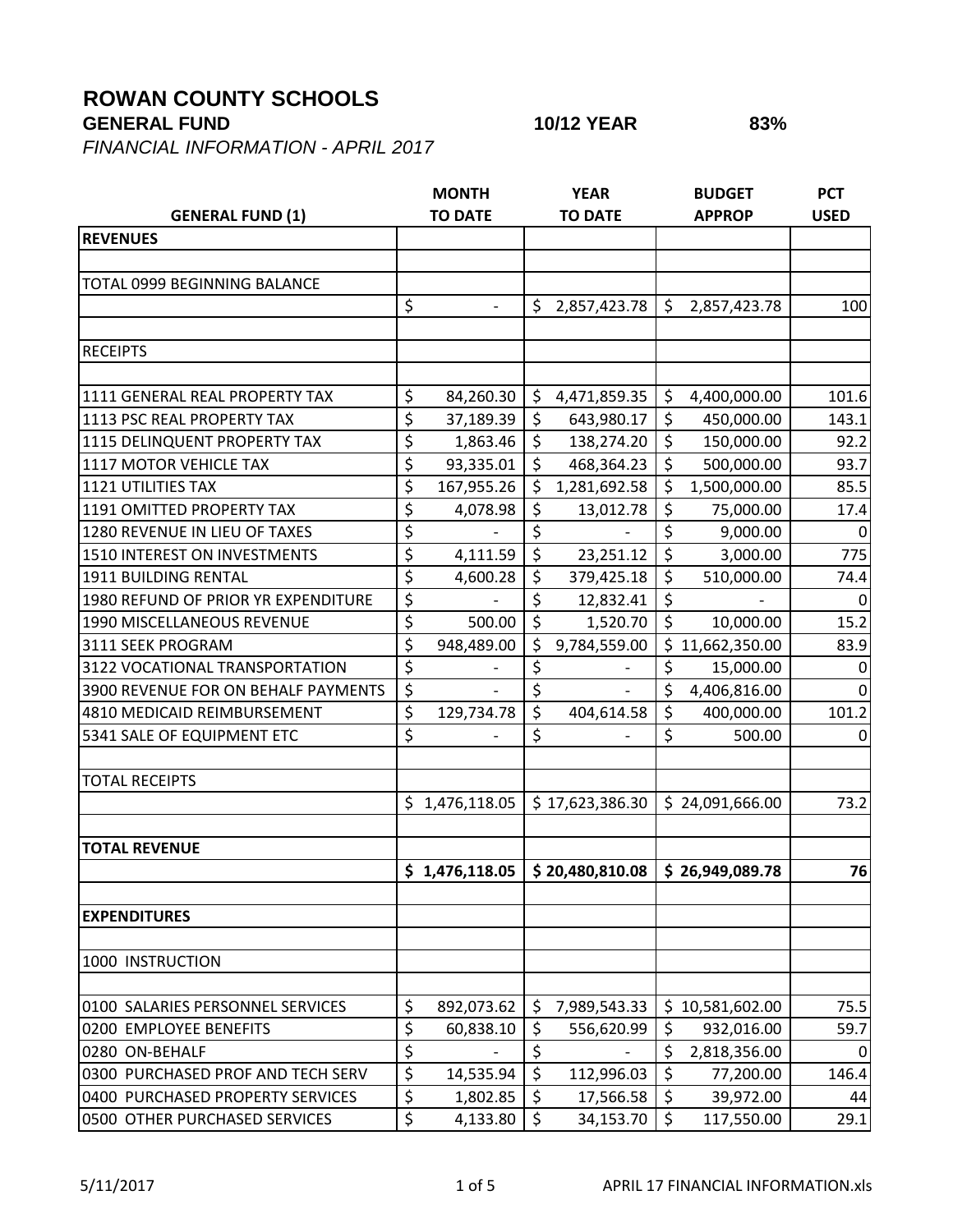# ROWAN COUNTY SCHOOLS

**GENERAL FUND** **10/12 YEAR** **83%**

*FINANCIAL INFORMATION - APRIL 2017*

| GENERAL FUND (1) | MONTH TO DATE | YEAR TO DATE | BUDGET APPROP | PCT USED |
|---|---|---|---|---|
| **REVENUES** | | | | |
| | | | | |
| TOTAL 0999 BEGINNING BALANCE | | | | |
| | $ - | $ 2,857,423.78 | $ 2,857,423.78 | 100 |
| | | | | |
| RECEIPTS | | | | |
| | | | | |
| 1111 GENERAL REAL PROPERTY TAX | $ 84,260.30 | $ 4,471,859.35 | $ 4,400,000.00 | 101.6 |
| 1113 PSC REAL PROPERTY TAX | $ 37,189.39 | $ 643,980.17 | $ 450,000.00 | 143.1 |
| 1115 DELINQUENT PROPERTY TAX | $ 1,863.46 | $ 138,274.20 | $ 150,000.00 | 92.2 |
| 1117 MOTOR VEHICLE TAX | $ 93,335.01 | $ 468,364.23 | $ 500,000.00 | 93.7 |
| 1121 UTILITIES TAX | $ 167,955.26 | $ 1,281,692.58 | $ 1,500,000.00 | 85.5 |
| 1191 OMITTED PROPERTY TAX | $ 4,078.98 | $ 13,012.78 | $ 75,000.00 | 17.4 |
| 1280 REVENUE IN LIEU OF TAXES | $ - | $ - | $ 9,000.00 | 0 |
| 1510 INTEREST ON INVESTMENTS | $ 4,111.59 | $ 23,251.12 | $ 3,000.00 | 775 |
| 1911 BUILDING RENTAL | $ 4,600.28 | $ 379,425.18 | $ 510,000.00 | 74.4 |
| 1980 REFUND OF PRIOR YR EXPENDITURE | $ - | $ 12,832.41 | $ - | 0 |
| 1990 MISCELLANEOUS REVENUE | $ 500.00 | $ 1,520.70 | $ 10,000.00 | 15.2 |
| 3111 SEEK PROGRAM | $ 948,489.00 | $ 9,784,559.00 | $ 11,662,350.00 | 83.9 |
| 3122 VOCATIONAL TRANSPORTATION | $ - | $ - | $ 15,000.00 | 0 |
| 3900 REVENUE FOR ON BEHALF PAYMENTS | $ - | $ - | $ 4,406,816.00 | 0 |
| 4810 MEDICAID REIMBURSEMENT | $ 129,734.78 | $ 404,614.58 | $ 400,000.00 | 101.2 |
| 5341 SALE OF EQUIPMENT ETC | $ - | $ - | $ 500.00 | 0 |
| | | | | |
| TOTAL RECEIPTS | | | | |
| | $ 1,476,118.05 | $ 17,623,386.30 | $ 24,091,666.00 | 73.2 |
| | | | | |
| **TOTAL REVENUE** | | | | |
| | **$ 1,476,118.05** | **$ 20,480,810.08** | **$ 26,949,089.78** | **76** |
| | | | | |
| **EXPENDITURES** | | | | |
| | | | | |
| 1000 INSTRUCTION | | | | |
| | | | | |
| 0100 SALARIES PERSONNEL SERVICES | $ 892,073.62 | $ 7,989,543.33 | $ 10,581,602.00 | 75.5 |
| 0200 EMPLOYEE BENEFITS | $ 60,838.10 | $ 556,620.99 | $ 932,016.00 | 59.7 |
| 0280 ON-BEHALF | $ - | $ - | $ 2,818,356.00 | 0 |
| 0300 PURCHASED PROF AND TECH SERV | $ 14,535.94 | $ 112,996.03 | $ 77,200.00 | 146.4 |
| 0400 PURCHASED PROPERTY SERVICES | $ 1,802.85 | $ 17,566.58 | $ 39,972.00 | 44 |
| 0500 OTHER PURCHASED SERVICES | $ 4,133.80 | $ 34,153.70 | $ 117,550.00 | 29.1 |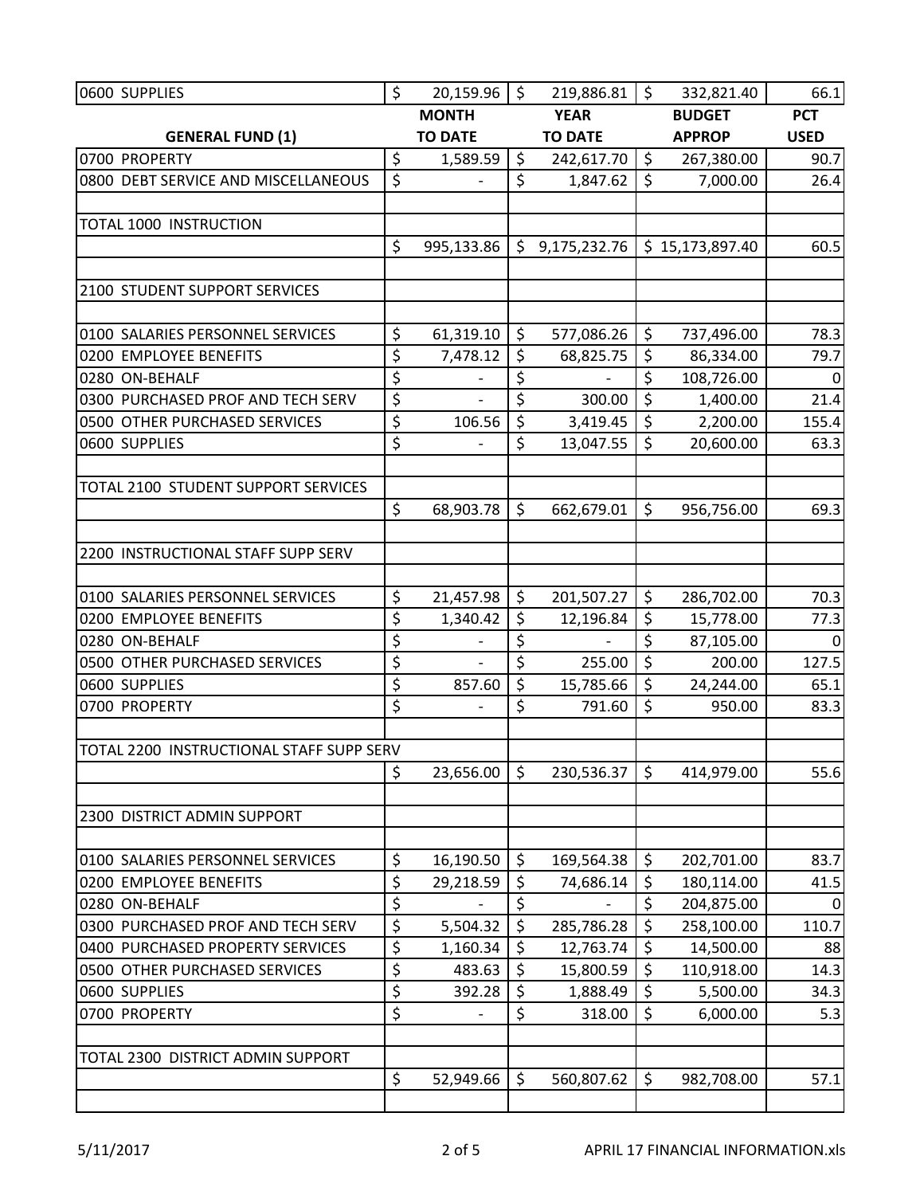| | | | | |
|---|---|---|---|---|
| 0600 SUPPLIES | $ 20,159.96 | $ 219,886.81 | $ 332,821.40 | 66.1 |
| **GENERAL FUND (1)** | **MONTH TO DATE** | **YEAR TO DATE** | **BUDGET APPROP** | **PCT USED** |
| 0700 PROPERTY | $ 1,589.59 | $ 242,617.70 | $ 267,380.00 | 90.7 |
| 0800 DEBT SERVICE AND MISCELLANEOUS | $ - | $ 1,847.62 | $ 7,000.00 | 26.4 |
| | | | | |
| TOTAL 1000 INSTRUCTION | | | | |
| | $ 995,133.86 | $ 9,175,232.76 | $ 15,173,897.40 | 60.5 |
| | | | | |
| 2100 STUDENT SUPPORT SERVICES | | | | |
| | | | | |
| 0100 SALARIES PERSONNEL SERVICES | $ 61,319.10 | $ 577,086.26 | $ 737,496.00 | 78.3 |
| 0200 EMPLOYEE BENEFITS | $ 7,478.12 | $ 68,825.75 | $ 86,334.00 | 79.7 |
| 0280 ON-BEHALF | $ - | $ - | $ 108,726.00 | 0 |
| 0300 PURCHASED PROF AND TECH SERV | $ - | $ 300.00 | $ 1,400.00 | 21.4 |
| 0500 OTHER PURCHASED SERVICES | $ 106.56 | $ 3,419.45 | $ 2,200.00 | 155.4 |
| 0600 SUPPLIES | $ - | $ 13,047.55 | $ 20,600.00 | 63.3 |
| | | | | |
| TOTAL 2100 STUDENT SUPPORT SERVICES | | | | |
| | $ 68,903.78 | $ 662,679.01 | $ 956,756.00 | 69.3 |
| | | | | |
| 2200 INSTRUCTIONAL STAFF SUPP SERV | | | | |
| | | | | |
| 0100 SALARIES PERSONNEL SERVICES | $ 21,457.98 | $ 201,507.27 | $ 286,702.00 | 70.3 |
| 0200 EMPLOYEE BENEFITS | $ 1,340.42 | $ 12,196.84 | $ 15,778.00 | 77.3 |
| 0280 ON-BEHALF | $ - | $ - | $ 87,105.00 | 0 |
| 0500 OTHER PURCHASED SERVICES | $ - | $ 255.00 | $ 200.00 | 127.5 |
| 0600 SUPPLIES | $ 857.60 | $ 15,785.66 | $ 24,244.00 | 65.1 |
| 0700 PROPERTY | $ - | $ 791.60 | $ 950.00 | 83.3 |
| | | | | |
| TOTAL 2200 INSTRUCTIONAL STAFF SUPP SERV | | | | |
| | $ 23,656.00 | $ 230,536.37 | $ 414,979.00 | 55.6 |
| | | | | |
| 2300 DISTRICT ADMIN SUPPORT | | | | |
| | | | | |
| 0100 SALARIES PERSONNEL SERVICES | $ 16,190.50 | $ 169,564.38 | $ 202,701.00 | 83.7 |
| 0200 EMPLOYEE BENEFITS | $ 29,218.59 | $ 74,686.14 | $ 180,114.00 | 41.5 |
| 0280 ON-BEHALF | $ - | $ - | $ 204,875.00 | 0 |
| 0300 PURCHASED PROF AND TECH SERV | $ 5,504.32 | $ 285,786.28 | $ 258,100.00 | 110.7 |
| 0400 PURCHASED PROPERTY SERVICES | $ 1,160.34 | $ 12,763.74 | $ 14,500.00 | 88 |
| 0500 OTHER PURCHASED SERVICES | $ 483.63 | $ 15,800.59 | $ 110,918.00 | 14.3 |
| 0600 SUPPLIES | $ 392.28 | $ 1,888.49 | $ 5,500.00 | 34.3 |
| 0700 PROPERTY | $ - | $ 318.00 | $ 6,000.00 | 5.3 |
| | | | | |
| TOTAL 2300 DISTRICT ADMIN SUPPORT | | | | |
| | $ 52,949.66 | $ 560,807.62 | $ 982,708.00 | 57.1 |
| | | | | |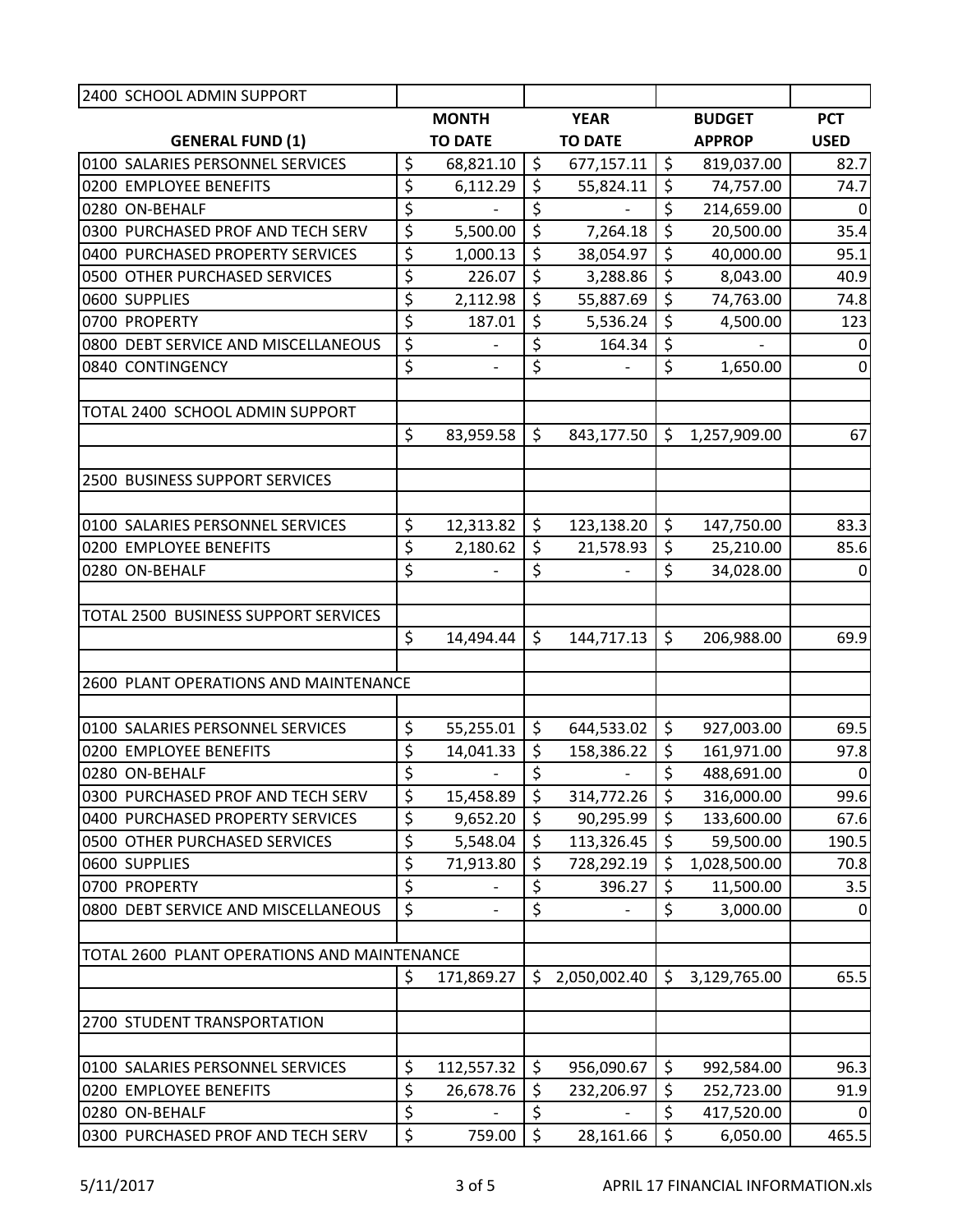| 2400 SCHOOL ADMIN SUPPORT | | | | |
|---|---|---|---|---|
| **GENERAL FUND (1)** | **MONTH TO DATE** | **YEAR TO DATE** | **BUDGET APPROP** | **PCT USED** |
| 0100 SALARIES PERSONNEL SERVICES | $ 68,821.10 | $ 677,157.11 | $ 819,037.00 | 82.7 |
| 0200 EMPLOYEE BENEFITS | $ 6,112.29 | $ 55,824.11 | $ 74,757.00 | 74.7 |
| 0280 ON-BEHALF | $ - | $ - | $ 214,659.00 | 0 |
| 0300 PURCHASED PROF AND TECH SERV | $ 5,500.00 | $ 7,264.18 | $ 20,500.00 | 35.4 |
| 0400 PURCHASED PROPERTY SERVICES | $ 1,000.13 | $ 38,054.97 | $ 40,000.00 | 95.1 |
| 0500 OTHER PURCHASED SERVICES | $ 226.07 | $ 3,288.86 | $ 8,043.00 | 40.9 |
| 0600 SUPPLIES | $ 2,112.98 | $ 55,887.69 | $ 74,763.00 | 74.8 |
| 0700 PROPERTY | $ 187.01 | $ 5,536.24 | $ 4,500.00 | 123 |
| 0800 DEBT SERVICE AND MISCELLANEOUS | $ - | $ 164.34 | $ - | 0 |
| 0840 CONTINGENCY | $ - | $ - | $ 1,650.00 | 0 |
| | | | | |
| TOTAL 2400 SCHOOL ADMIN SUPPORT | | | | |
| | $ 83,959.58 | $ 843,177.50 | $ 1,257,909.00 | 67 |
| | | | | |
| 2500 BUSINESS SUPPORT SERVICES | | | | |
| | | | | |
| 0100 SALARIES PERSONNEL SERVICES | $ 12,313.82 | $ 123,138.20 | $ 147,750.00 | 83.3 |
| 0200 EMPLOYEE BENEFITS | $ 2,180.62 | $ 21,578.93 | $ 25,210.00 | 85.6 |
| 0280 ON-BEHALF | $ - | $ - | $ 34,028.00 | 0 |
| | | | | |
| TOTAL 2500 BUSINESS SUPPORT SERVICES | | | | |
| | $ 14,494.44 | $ 144,717.13 | $ 206,988.00 | 69.9 |
| | | | | |
| 2600 PLANT OPERATIONS AND MAINTENANCE | | | | |
| | | | | |
| 0100 SALARIES PERSONNEL SERVICES | $ 55,255.01 | $ 644,533.02 | $ 927,003.00 | 69.5 |
| 0200 EMPLOYEE BENEFITS | $ 14,041.33 | $ 158,386.22 | $ 161,971.00 | 97.8 |
| 0280 ON-BEHALF | $ - | $ - | $ 488,691.00 | 0 |
| 0300 PURCHASED PROF AND TECH SERV | $ 15,458.89 | $ 314,772.26 | $ 316,000.00 | 99.6 |
| 0400 PURCHASED PROPERTY SERVICES | $ 9,652.20 | $ 90,295.99 | $ 133,600.00 | 67.6 |
| 0500 OTHER PURCHASED SERVICES | $ 5,548.04 | $ 113,326.45 | $ 59,500.00 | 190.5 |
| 0600 SUPPLIES | $ 71,913.80 | $ 728,292.19 | $ 1,028,500.00 | 70.8 |
| 0700 PROPERTY | $ - | $ 396.27 | $ 11,500.00 | 3.5 |
| 0800 DEBT SERVICE AND MISCELLANEOUS | $ - | $ - | $ 3,000.00 | 0 |
| | | | | |
| TOTAL 2600 PLANT OPERATIONS AND MAINTENANCE | | | | |
| | $ 171,869.27 | $ 2,050,002.40 | $ 3,129,765.00 | 65.5 |
| | | | | |
| 2700 STUDENT TRANSPORTATION | | | | |
| | | | | |
| 0100 SALARIES PERSONNEL SERVICES | $ 112,557.32 | $ 956,090.67 | $ 992,584.00 | 96.3 |
| 0200 EMPLOYEE BENEFITS | $ 26,678.76 | $ 232,206.97 | $ 252,723.00 | 91.9 |
| 0280 ON-BEHALF | $ - | $ - | $ 417,520.00 | 0 |
| 0300 PURCHASED PROF AND TECH SERV | $ 759.00 | $ 28,161.66 | $ 6,050.00 | 465.5 |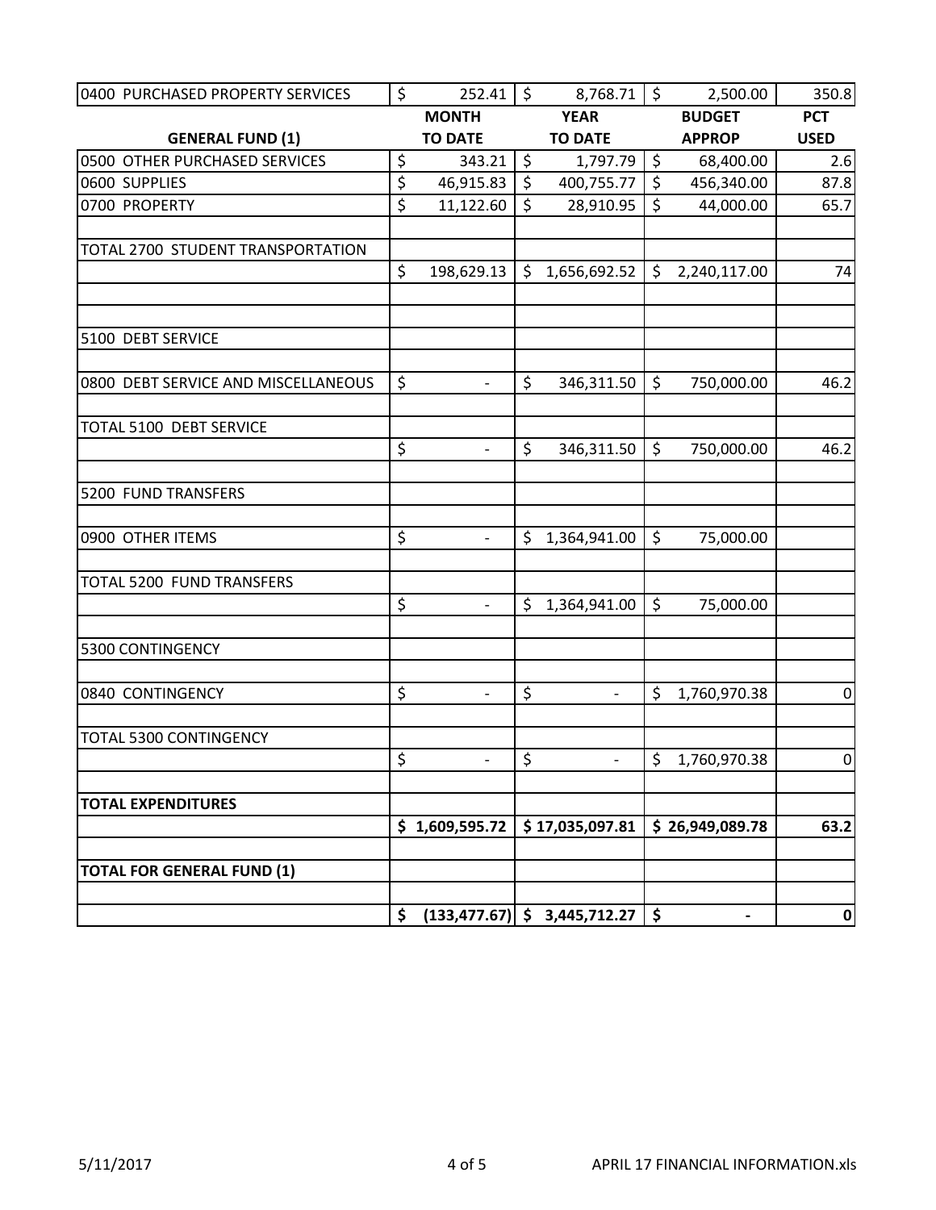| | | | | |
|---|---|---|---|---|
| 0400 PURCHASED PROPERTY SERVICES | $ 252.41 | $ 8,768.71 | $ 2,500.00 | 350.8 |
| **GENERAL FUND (1)** | **MONTH TO DATE** | **YEAR TO DATE** | **BUDGET APPROP** | **PCT USED** |
| 0500 OTHER PURCHASED SERVICES | $ 343.21 | $ 1,797.79 | $ 68,400.00 | 2.6 |
| 0600 SUPPLIES | $ 46,915.83 | $ 400,755.77 | $ 456,340.00 | 87.8 |
| 0700 PROPERTY | $ 11,122.60 | $ 28,910.95 | $ 44,000.00 | 65.7 |
| | | | | |
| TOTAL 2700 STUDENT TRANSPORTATION | | | | |
| | $ 198,629.13 | $ 1,656,692.52 | $ 2,240,117.00 | 74 |
| | | | | |
| | | | | |
| 5100 DEBT SERVICE | | | | |
| | | | | |
| 0800 DEBT SERVICE AND MISCELLANEOUS | $ - | $ 346,311.50 | $ 750,000.00 | 46.2 |
| | | | | |
| TOTAL 5100 DEBT SERVICE | | | | |
| | $ - | $ 346,311.50 | $ 750,000.00 | 46.2 |
| | | | | |
| 5200 FUND TRANSFERS | | | | |
| | | | | |
| 0900 OTHER ITEMS | $ - | $ 1,364,941.00 | $ 75,000.00 | |
| | | | | |
| TOTAL 5200 FUND TRANSFERS | | | | |
| | $ - | $ 1,364,941.00 | $ 75,000.00 | |
| | | | | |
| 5300 CONTINGENCY | | | | |
| | | | | |
| 0840 CONTINGENCY | $ - | $ - | $ 1,760,970.38 | 0 |
| | | | | |
| TOTAL 5300 CONTINGENCY | | | | |
| | $ - | $ - | $ 1,760,970.38 | 0 |
| | | | | |
| **TOTAL EXPENDITURES** | | | | |
| | **$ 1,609,595.72** | **$ 17,035,097.81** | **$ 26,949,089.78** | **63.2** |
| | | | | |
| **TOTAL FOR GENERAL FUND (1)** | | | | |
| | | | | |
| | **$ (133,477.67)** | **$ 3,445,712.27** | **$ -** | **0** |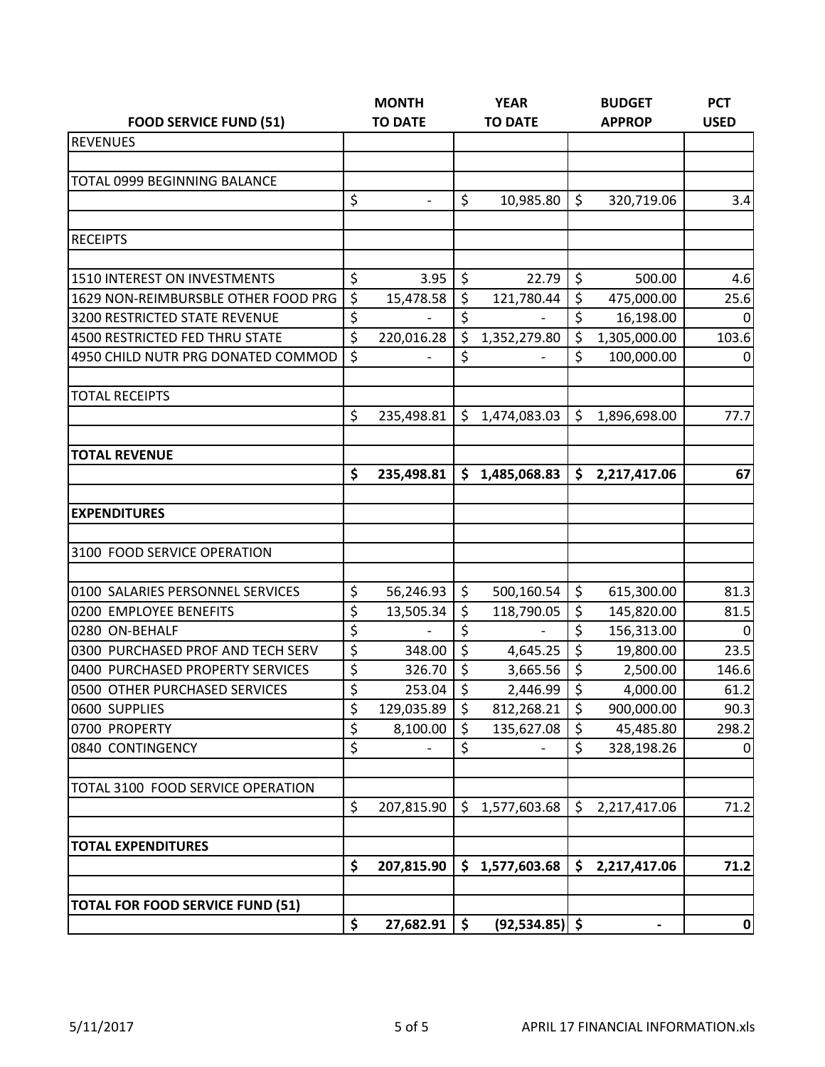| FOOD SERVICE FUND (51) | MONTH TO DATE | YEAR TO DATE | BUDGET APPROP | PCT USED |
|---|---|---|---|---|
| REVENUES | | | | |
| | | | | |
| TOTAL 0999 BEGINNING BALANCE | | | | |
| | $ - | $ 10,985.80 | $ 320,719.06 | 3.4 |
| | | | | |
| RECEIPTS | | | | |
| | | | | |
| 1510 INTEREST ON INVESTMENTS | $ 3.95 | $ 22.79 | $ 500.00 | 4.6 |
| 1629 NON-REIMBURSBLE OTHER FOOD PRG | $ 15,478.58 | $ 121,780.44 | $ 475,000.00 | 25.6 |
| 3200 RESTRICTED STATE REVENUE | $ - | $ - | $ 16,198.00 | 0 |
| 4500 RESTRICTED FED THRU STATE | $ 220,016.28 | $ 1,352,279.80 | $ 1,305,000.00 | 103.6 |
| 4950 CHILD NUTR PRG DONATED COMMOD | $ - | $ - | $ 100,000.00 | 0 |
| | | | | |
| TOTAL RECEIPTS | | | | |
| | $ 235,498.81 | $ 1,474,083.03 | $ 1,896,698.00 | 77.7 |
| | | | | |
| **TOTAL REVENUE** | | | | |
| | **$ 235,498.81** | **$ 1,485,068.83** | **$ 2,217,417.06** | **67** |
| | | | | |
| **EXPENDITURES** | | | | |
| | | | | |
| 3100 FOOD SERVICE OPERATION | | | | |
| | | | | |
| 0100 SALARIES PERSONNEL SERVICES | $ 56,246.93 | $ 500,160.54 | $ 615,300.00 | 81.3 |
| 0200 EMPLOYEE BENEFITS | $ 13,505.34 | $ 118,790.05 | $ 145,820.00 | 81.5 |
| 0280 ON-BEHALF | $ - | $ - | $ 156,313.00 | 0 |
| 0300 PURCHASED PROF AND TECH SERV | $ 348.00 | $ 4,645.25 | $ 19,800.00 | 23.5 |
| 0400 PURCHASED PROPERTY SERVICES | $ 326.70 | $ 3,665.56 | $ 2,500.00 | 146.6 |
| 0500 OTHER PURCHASED SERVICES | $ 253.04 | $ 2,446.99 | $ 4,000.00 | 61.2 |
| 0600 SUPPLIES | $ 129,035.89 | $ 812,268.21 | $ 900,000.00 | 90.3 |
| 0700 PROPERTY | $ 8,100.00 | $ 135,627.08 | $ 45,485.80 | 298.2 |
| 0840 CONTINGENCY | $ - | $ - | $ 328,198.26 | 0 |
| | | | | |
| TOTAL 3100 FOOD SERVICE OPERATION | | | | |
| | $ 207,815.90 | $ 1,577,603.68 | $ 2,217,417.06 | 71.2 |
| | | | | |
| **TOTAL EXPENDITURES** | | | | |
| | **$ 207,815.90** | **$ 1,577,603.68** | **$ 2,217,417.06** | **71.2** |
| | | | | |
| **TOTAL FOR FOOD SERVICE FUND (51)** | | | | |
| | **$ 27,682.91** | **$ (92,534.85)** | **$ -** | **0** |

5/11/2017 APRIL 17 FINANCIAL INFORMATION.xls